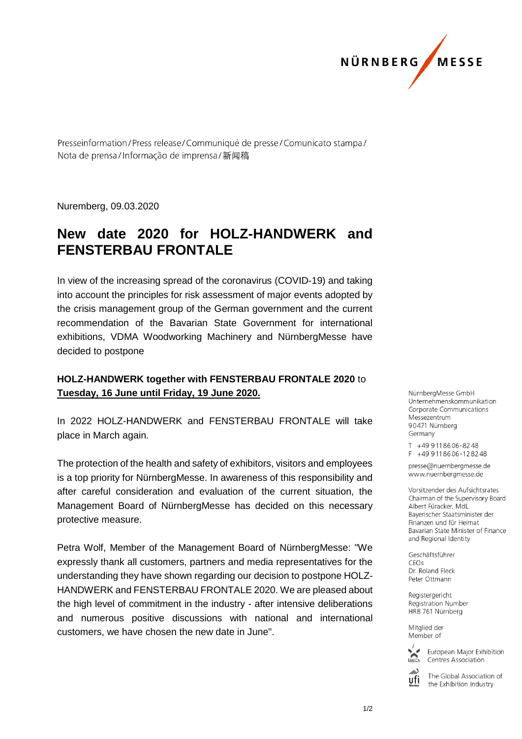Presseinformation / Press release / Communiqué de presse / Comunicato stampa / Nota de prensa / Informação de imprensa / 新闻稿

Nuremberg, 09.03.2020

# New date 2020 for HOLZ-HANDWERK and FENSTERBAU FRONTALE

In view of the increasing spread of the coronavirus (COVID-19) and taking into account the principles for risk assessment of major events adopted by the crisis management group of the German government and the current recommendation of the Bavarian State Government for international exhibitions, VDMA Woodworking Machinery and NürnbergMesse have decided to postpone

**HOLZ-HANDWERK together with FENSTERBAU FRONTALE 2020** to **Tuesday, 16 June until Friday, 19 June 2020.**

In 2022 HOLZ-HANDWERK and FENSTERBAU FRONTALE will take place in March again.

The protection of the health and safety of exhibitors, visitors and employees is a top priority for NürnbergMesse. In awareness of this responsibility and after careful consideration and evaluation of the current situation, the Management Board of NürnbergMesse has decided on this necessary protective measure.

Petra Wolf, Member of the Management Board of NürnbergMesse: "We expressly thank all customers, partners and media representatives for the understanding they have shown regarding our decision to postpone HOLZ-HANDWERK and FENSTERBAU FRONTALE 2020. We are pleased about the high level of commitment in the industry - after intensive deliberations and numerous positive discussions with national and international customers, we have chosen the new date in June".

NürnbergMesse GmbH
Unternehmenskommunikation
Corporate Communications
Messezentrum
90471 Nürnberg
Germany

T +49 9 11 86 06-82 48
F +49 9 11 86 06-12 82 48

presse@nuernbergmesse.de
www.nuernbergmesse.de

Vorsitzender des Aufsichtsrates
Chairman of the Supervisory Board
Albert Füracker, MdL
Bayerischer Staatsminister der Finanzen und für Heimat
Bavarian State Minister of Finance and Regional Identity

Geschäftsführer
CEOs
Dr. Roland Fleck
Peter Ottmann

Registergericht
Registration Number
HRB 761 Nürnberg

Mitglied der
Member of

European Major Exhibition Centres Association

The Global Association of the Exhibition Industry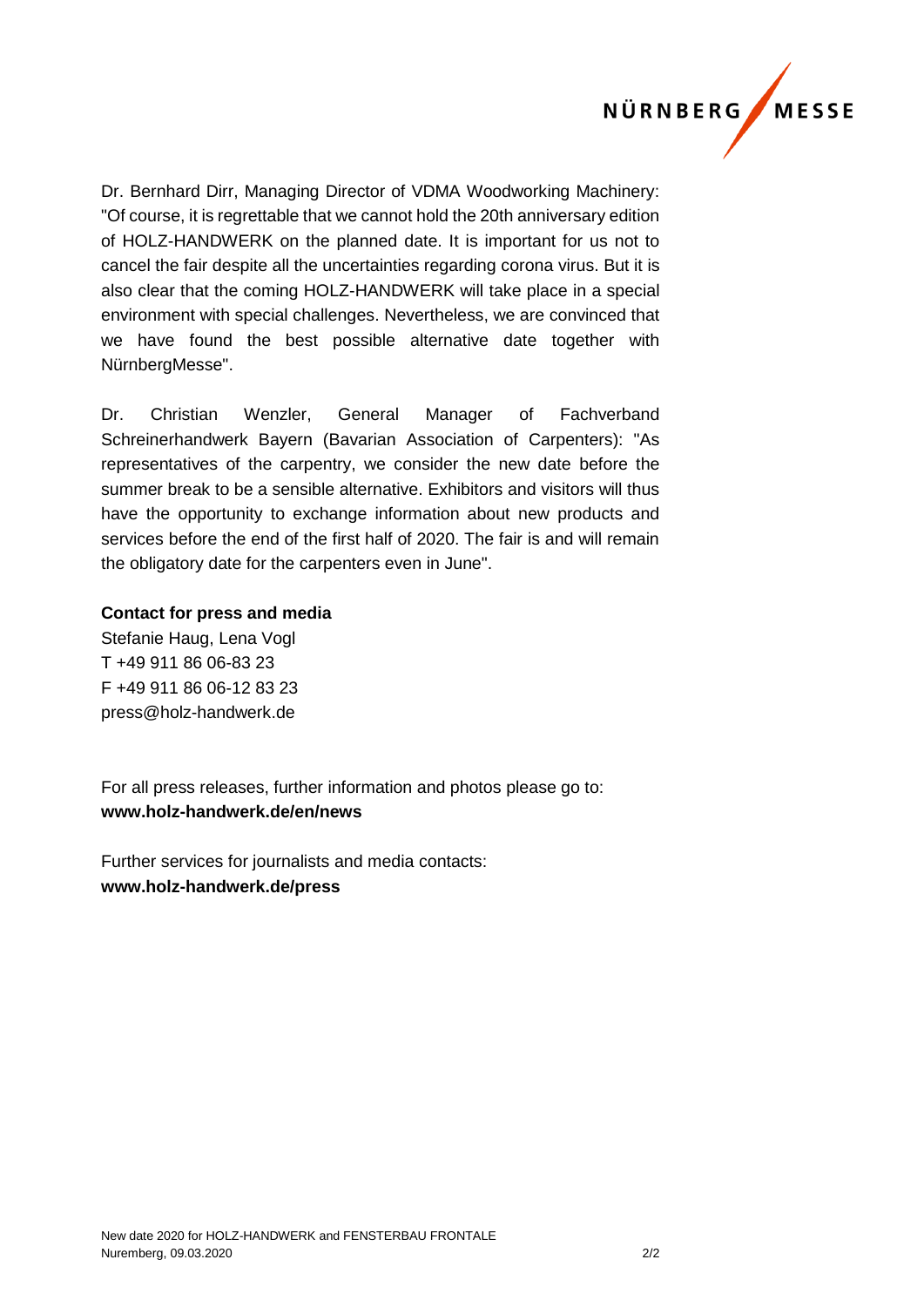Dr. Bernhard Dirr, Managing Director of VDMA Woodworking Machinery: "Of course, it is regrettable that we cannot hold the 20th anniversary edition of HOLZ-HANDWERK on the planned date. It is important for us not to cancel the fair despite all the uncertainties regarding corona virus. But it is also clear that the coming HOLZ-HANDWERK will take place in a special environment with special challenges. Nevertheless, we are convinced that we have found the best possible alternative date together with NürnbergMesse".

Dr. Christian Wenzler, General Manager of Fachverband Schreinerhandwerk Bayern (Bavarian Association of Carpenters): "As representatives of the carpentry, we consider the new date before the summer break to be a sensible alternative. Exhibitors and visitors will thus have the opportunity to exchange information about new products and services before the end of the first half of 2020. The fair is and will remain the obligatory date for the carpenters even in June".

**Contact for press and media**
Stefanie Haug, Lena Vogl
T +49 911 86 06-83 23
F +49 911 86 06-12 83 23
press@holz-handwerk.de

For all press releases, further information and photos please go to:
**www.holz-handwerk.de/en/news**

Further services for journalists and media contacts:
**www.holz-handwerk.de/press**